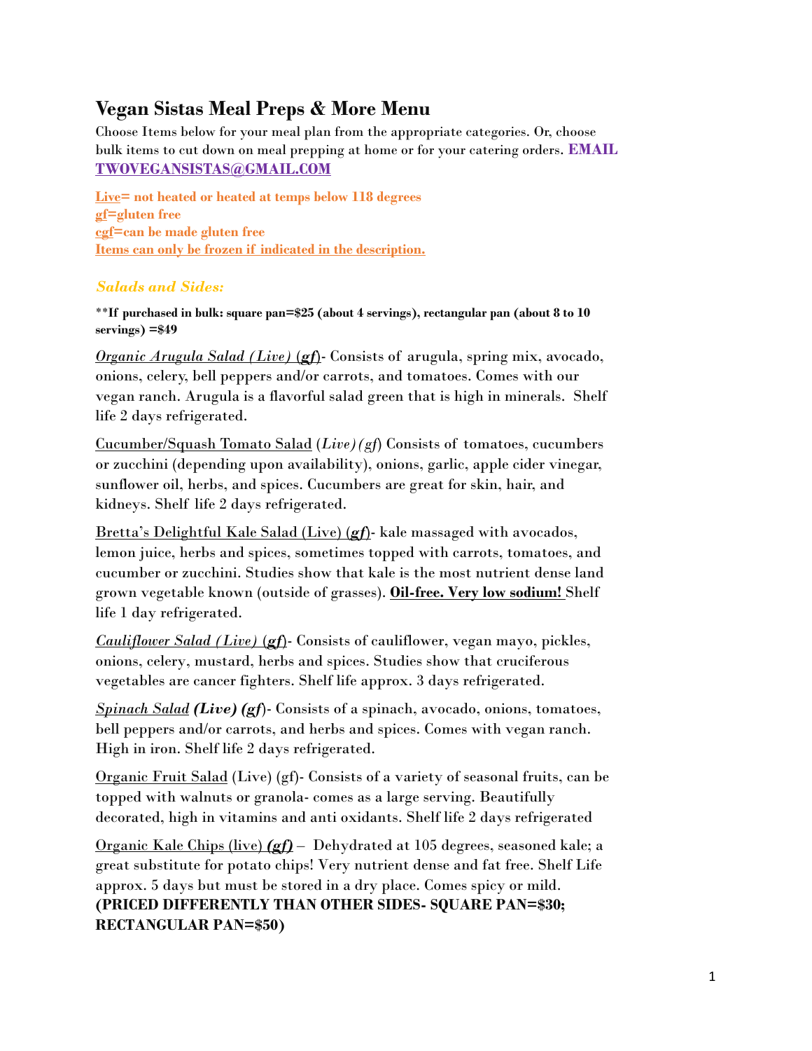# Vegan Sistas Meal Preps & More Menu

Choose Items below for your meal plan from the appropriate categories. Or, choose bulk items to cut down on meal prepping at home or for your catering orders. **EMAIL TWOVEGANSISTAS@GMAIL.COM**

**Live= not heated or heated at temps below 118 degrees**
**gf=gluten free**
**cgf=can be made gluten free**
**Items can only be frozen if indicated in the description.**

## *Salads and Sides:*

****If purchased in bulk: square pan=$25 (about 4 servings), rectangular pan (about 8 to 10 servings) =$49**

*Organic Arugula Salad (Live)* (***gf***)- Consists of arugula, spring mix, avocado, onions, celery, bell peppers and/or carrots, and tomatoes. Comes with our vegan ranch. Arugula is a flavorful salad green that is high in minerals. Shelf life 2 days refrigerated.

Cucumber/Squash Tomato Salad (*Live) (gf*) Consists of tomatoes, cucumbers or zucchini (depending upon availability), onions, garlic, apple cider vinegar, sunflower oil, herbs, and spices. Cucumbers are great for skin, hair, and kidneys. Shelf life 2 days refrigerated.

Bretta's Delightful Kale Salad (Live) (***gf***)- kale massaged with avocados, lemon juice, herbs and spices, sometimes topped with carrots, tomatoes, and cucumber or zucchini. Studies show that kale is the most nutrient dense land grown vegetable known (outside of grasses). **Oil-free. Very low sodium!** Shelf life 1 day refrigerated.

*Cauliflower Salad (Live)* (***gf***)- Consists of cauliflower, vegan mayo, pickles, onions, celery, mustard, herbs and spices. Studies show that cruciferous vegetables are cancer fighters. Shelf life approx. 3 days refrigerated.

*Spinach Salad* ***(Live) (gf)***- Consists of a spinach, avocado, onions, tomatoes, bell peppers and/or carrots, and herbs and spices. Comes with vegan ranch. High in iron. Shelf life 2 days refrigerated.

Organic Fruit Salad (Live) (gf)- Consists of a variety of seasonal fruits, can be topped with walnuts or granola- comes as a large serving. Beautifully decorated, high in vitamins and anti oxidants. Shelf life 2 days refrigerated

Organic Kale Chips (live) ***(gf)*** – Dehydrated at 105 degrees, seasoned kale; a great substitute for potato chips! Very nutrient dense and fat free. Shelf Life approx. 5 days but must be stored in a dry place. Comes spicy or mild. **(PRICED DIFFERENTLY THAN OTHER SIDES- SQUARE PAN=$30; RECTANGULAR PAN=$50)**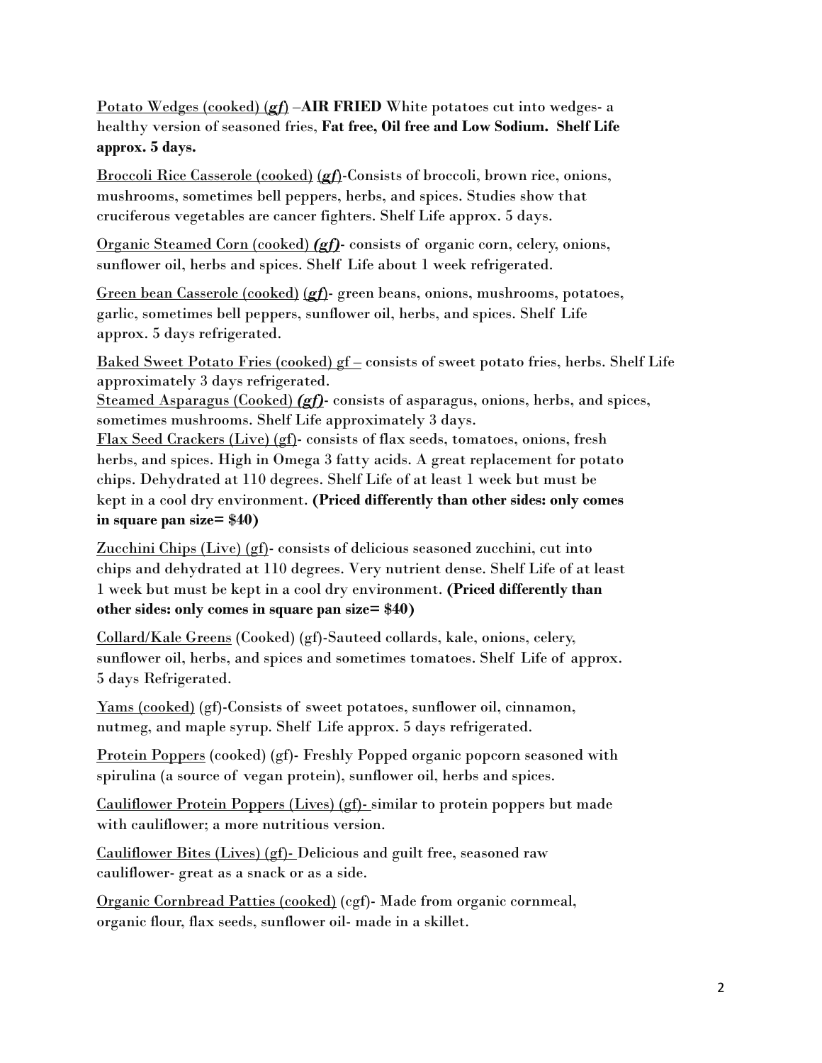Potato Wedges (cooked) (***gf***) –**AIR FRIED** White potatoes cut into wedges- a healthy version of seasoned fries, **Fat free, Oil free and Low Sodium. Shelf Life approx. 5 days.**

Broccoli Rice Casserole (cooked) (***gf***)-Consists of broccoli, brown rice, onions, mushrooms, sometimes bell peppers, herbs, and spices. Studies show that cruciferous vegetables are cancer fighters. Shelf Life approx. 5 days.

Organic Steamed Corn (cooked) ***(gf)***- consists of organic corn, celery, onions, sunflower oil, herbs and spices. Shelf Life about 1 week refrigerated.

Green bean Casserole (cooked) (***gf***)- green beans, onions, mushrooms, potatoes, garlic, sometimes bell peppers, sunflower oil, herbs, and spices. Shelf Life approx. 5 days refrigerated.

Baked Sweet Potato Fries (cooked) gf – consists of sweet potato fries, herbs. Shelf Life approximately 3 days refrigerated.

Steamed Asparagus (Cooked) ***(gf)***- consists of asparagus, onions, herbs, and spices, sometimes mushrooms. Shelf Life approximately 3 days.

Flax Seed Crackers (Live) (gf)- consists of flax seeds, tomatoes, onions, fresh herbs, and spices. High in Omega 3 fatty acids. A great replacement for potato chips. Dehydrated at 110 degrees. Shelf Life of at least 1 week but must be kept in a cool dry environment. **(Priced differently than other sides: only comes in square pan size= $40)**

Zucchini Chips (Live) (gf)- consists of delicious seasoned zucchini, cut into chips and dehydrated at 110 degrees. Very nutrient dense. Shelf Life of at least 1 week but must be kept in a cool dry environment. **(Priced differently than other sides: only comes in square pan size= $40)**

Collard/Kale Greens (Cooked) (gf)-Sauteed collards, kale, onions, celery, sunflower oil, herbs, and spices and sometimes tomatoes. Shelf Life of approx. 5 days Refrigerated.

Yams (cooked) (gf)-Consists of sweet potatoes, sunflower oil, cinnamon, nutmeg, and maple syrup. Shelf Life approx. 5 days refrigerated.

Protein Poppers (cooked) (gf)- Freshly Popped organic popcorn seasoned with spirulina (a source of vegan protein), sunflower oil, herbs and spices.

Cauliflower Protein Poppers (Lives) (gf)- similar to protein poppers but made with cauliflower; a more nutritious version.

Cauliflower Bites (Lives) (gf)- Delicious and guilt free, seasoned raw cauliflower- great as a snack or as a side.

Organic Cornbread Patties (cooked) (cgf)- Made from organic cornmeal, organic flour, flax seeds, sunflower oil- made in a skillet.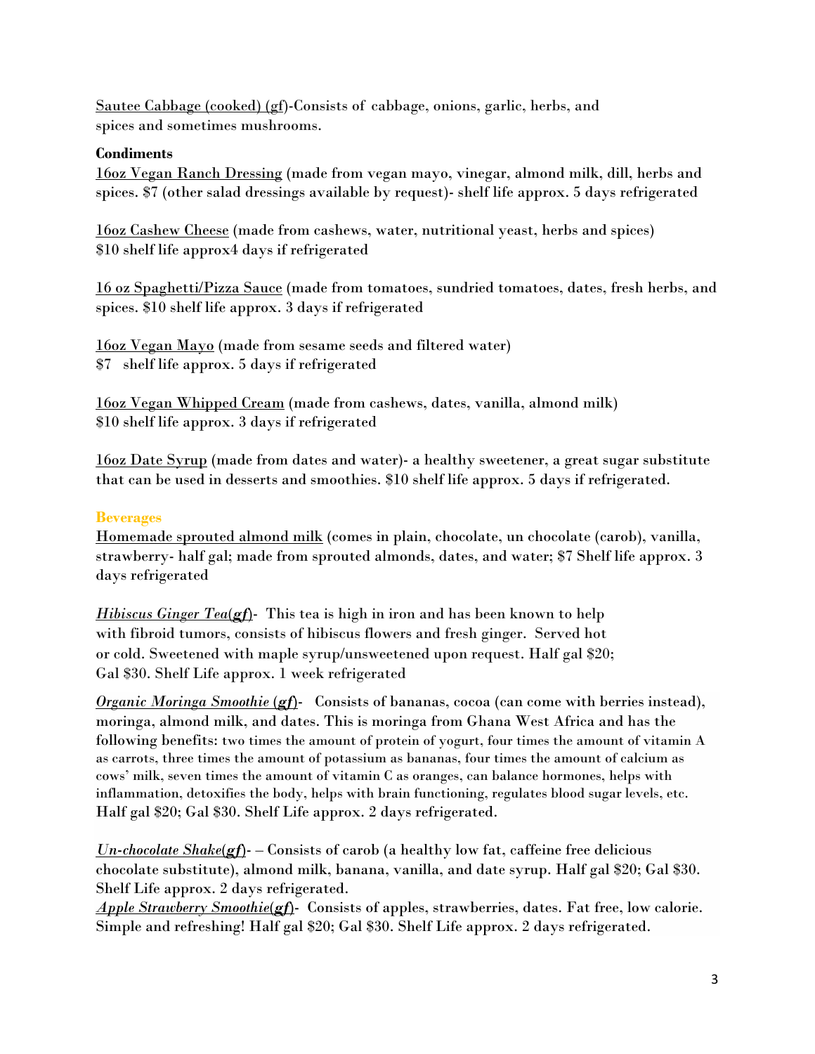<u>Sautee Cabbage (cooked) (gf</u>)-Consists of cabbage, onions, garlic, herbs, and spices and sometimes mushrooms.

**Condiments**

<u>16oz Vegan Ranch Dressing</u> (made from vegan mayo, vinegar, almond milk, dill, herbs and spices. $7 (other salad dressings available by request)- shelf life approx. 5 days refrigerated

<u>16oz Cashew Cheese</u> (made from cashews, water, nutritional yeast, herbs and spices) $10 shelf life approx4 days if refrigerated

<u>16 oz Spaghetti/Pizza Sauce</u> (made from tomatoes, sundried tomatoes, dates, fresh herbs, and spices. $10 shelf life approx. 3 days if refrigerated

<u>16oz Vegan Mayo</u> (made from sesame seeds and filtered water)
$7 shelf life approx. 5 days if refrigerated

<u>16oz Vegan Whipped Cream</u> (made from cashews, dates, vanilla, almond milk)
$10 shelf life approx. 3 days if refrigerated

<u>16oz Date Syrup</u> (made from dates and water)- a healthy sweetener, a great sugar substitute that can be used in desserts and smoothies. $10 shelf life approx. 5 days if refrigerated.

**Beverages**

<u>Homemade sprouted almond milk</u> (comes in plain, chocolate, un chocolate (carob), vanilla, strawberry- half gal; made from sprouted almonds, dates, and water; $7 Shelf life approx. 3 days refrigerated

*<u>Hibiscus Ginger Tea</u>*(***gf***)- This tea is high in iron and has been known to help with fibroid tumors, consists of hibiscus flowers and fresh ginger. Served hot or cold. Sweetened with maple syrup/unsweetened upon request. Half gal $20; Gal $30. Shelf Life approx. 1 week refrigerated

*<u>Organic Moringa Smoothie</u>* (***gf***)- Consists of bananas, cocoa (can come with berries instead), moringa, almond milk, and dates. This is moringa from Ghana West Africa and has the following benefits: two times the amount of protein of yogurt, four times the amount of vitamin A as carrots, three times the amount of potassium as bananas, four times the amount of calcium as cows' milk, seven times the amount of vitamin C as oranges, can balance hormones, helps with inflammation, detoxifies the body, helps with brain functioning, regulates blood sugar levels, etc. Half gal $20; Gal $30. Shelf Life approx. 2 days refrigerated.

*<u>Un-chocolate Shake</u>*(***gf***)- – Consists of carob (a healthy low fat, caffeine free delicious chocolate substitute), almond milk, banana, vanilla, and date syrup. Half gal $20; Gal $30. Shelf Life approx. 2 days refrigerated.

*<u>Apple Strawberry Smoothie</u>*(***gf***)- Consists of apples, strawberries, dates. Fat free, low calorie. Simple and refreshing! Half gal $20; Gal $30. Shelf Life approx. 2 days refrigerated.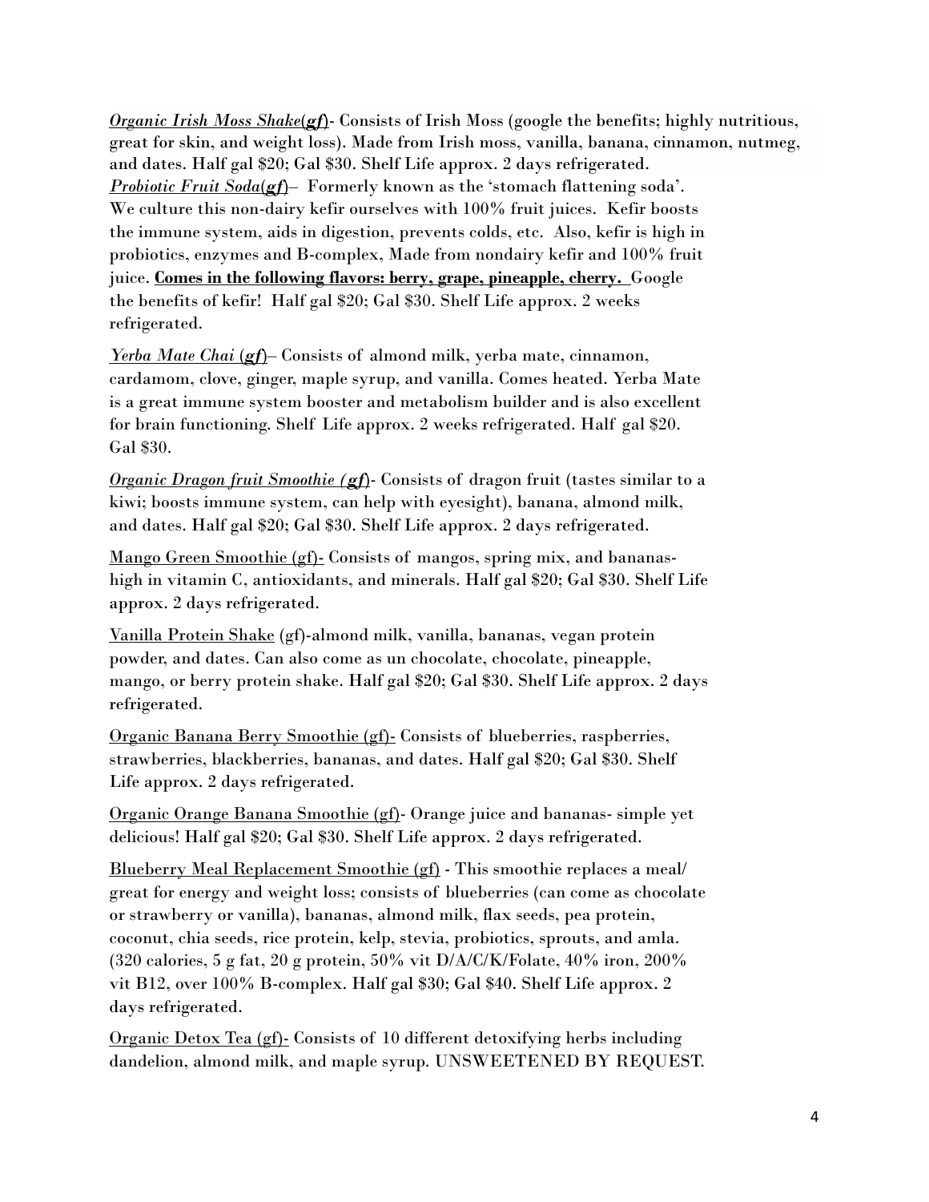***Organic Irish Moss Shake*(*gf*)**- Consists of Irish Moss (google the benefits; highly nutritious, great for skin, and weight loss). Made from Irish moss, vanilla, banana, cinnamon, nutmeg, and dates. Half gal $20; Gal $30. Shelf Life approx. 2 days refrigerated.

***Probiotic Fruit Soda*(*gf*)**– Formerly known as the 'stomach flattening soda'. We culture this non-dairy kefir ourselves with 100% fruit juices. Kefir boosts the immune system, aids in digestion, prevents colds, etc. Also, kefir is high in probiotics, enzymes and B-complex, Made from nondairy kefir and 100% fruit juice. **Comes in the following flavors: berry, grape, pineapple, cherry.** Google the benefits of kefir! Half gal $20; Gal $30. Shelf Life approx. 2 weeks refrigerated.

***Yerba Mate Chai* (*gf*)**– Consists of almond milk, yerba mate, cinnamon, cardamom, clove, ginger, maple syrup, and vanilla. Comes heated. Yerba Mate is a great immune system booster and metabolism builder and is also excellent for brain functioning. Shelf Life approx. 2 weeks refrigerated. Half gal $20. Gal $30.

***Organic Dragon fruit Smoothie (gf)***- Consists of dragon fruit (tastes similar to a kiwi; boosts immune system, can help with eyesight), banana, almond milk, and dates. Half gal $20; Gal $30. Shelf Life approx. 2 days refrigerated.

Mango Green Smoothie (gf)- Consists of mangos, spring mix, and bananas- high in vitamin C, antioxidants, and minerals. Half gal $20; Gal $30. Shelf Life approx. 2 days refrigerated.

Vanilla Protein Shake (gf)-almond milk, vanilla, bananas, vegan protein powder, and dates. Can also come as un chocolate, chocolate, pineapple, mango, or berry protein shake. Half gal $20; Gal $30. Shelf Life approx. 2 days refrigerated.

Organic Banana Berry Smoothie (gf)- Consists of blueberries, raspberries, strawberries, blackberries, bananas, and dates. Half gal $20; Gal $30. Shelf Life approx. 2 days refrigerated.

Organic Orange Banana Smoothie (gf)- Orange juice and bananas- simple yet delicious! Half gal $20; Gal $30. Shelf Life approx. 2 days refrigerated.

Blueberry Meal Replacement Smoothie (gf) - This smoothie replaces a meal/ great for energy and weight loss; consists of blueberries (can come as chocolate or strawberry or vanilla), bananas, almond milk, flax seeds, pea protein, coconut, chia seeds, rice protein, kelp, stevia, probiotics, sprouts, and amla. (320 calories, 5 g fat, 20 g protein, 50% vit D/A/C/K/Folate, 40% iron, 200% vit B12, over 100% B-complex. Half gal $30; Gal $40. Shelf Life approx. 2 days refrigerated.

Organic Detox Tea (gf)- Consists of 10 different detoxifying herbs including dandelion, almond milk, and maple syrup. UNSWEETENED BY REQUEST.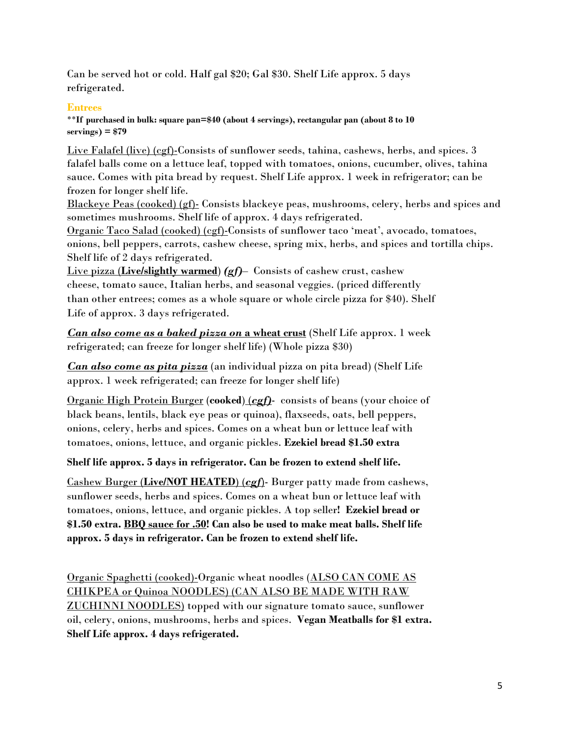Can be served hot or cold. Half gal $20; Gal $30. Shelf Life approx. 5 days refrigerated.

## Entrees

**\*\*If purchased in bulk: square pan=$40 (about 4 servings), rectangular pan (about 8 to 10 servings) = $79**

Live Falafel (live) (cgf)-Consists of sunflower seeds, tahina, cashews, herbs, and spices. 3 falafel balls come on a lettuce leaf, topped with tomatoes, onions, cucumber, olives, tahina sauce. Comes with pita bread by request. Shelf Life approx. 1 week in refrigerator; can be frozen for longer shelf life.

Blackeye Peas (cooked) (gf)- Consists blackeye peas, mushrooms, celery, herbs and spices and sometimes mushrooms. Shelf life of approx. 4 days refrigerated.

Organic Taco Salad (cooked) (cgf)-Consists of sunflower taco 'meat', avocado, tomatoes, onions, bell peppers, carrots, cashew cheese, spring mix, herbs, and spices and tortilla chips. Shelf life of 2 days refrigerated.

Live pizza (**Live/slightly warmed**) ***(gf)***– Consists of cashew crust, cashew cheese, tomato sauce, Italian herbs, and seasonal veggies. (priced differently than other entrees; comes as a whole square or whole circle pizza for $40). Shelf Life of approx. 3 days refrigerated.

***Can also come as a baked pizza on* a wheat crust** (Shelf Life approx. 1 week refrigerated; can freeze for longer shelf life) (Whole pizza $30)

***Can also come as pita pizza*** (an individual pizza on pita bread) (Shelf Life approx. 1 week refrigerated; can freeze for longer shelf life)

Organic High Protein Burger (**cooked**) ***(cgf)***- consists of beans (your choice of black beans, lentils, black eye peas or quinoa), flaxseeds, oats, bell peppers, onions, celery, herbs and spices. Comes on a wheat bun or lettuce leaf with tomatoes, onions, lettuce, and organic pickles. **Ezekiel bread $1.50 extra**

**Shelf life approx. 5 days in refrigerator. Can be frozen to extend shelf life.**

Cashew Burger (**Live/NOT HEATED**) (***cgf***)- Burger patty made from cashews, sunflower seeds, herbs and spices. Comes on a wheat bun or lettuce leaf with tomatoes, onions, lettuce, and organic pickles. A top seller**! Ezekiel bread or $1.50 extra. BBQ sauce for .50! Can also be used to make meat balls. Shelf life approx. 5 days in refrigerator. Can be frozen to extend shelf life.**

Organic Spaghetti (cooked)-Organic wheat noodles (ALSO CAN COME AS CHIKPEA or Quinoa NOODLES) (CAN ALSO BE MADE WITH RAW ZUCHINNI NOODLES) topped with our signature tomato sauce, sunflower oil, celery, onions, mushrooms, herbs and spices. **Vegan Meatballs for $1 extra. Shelf Life approx. 4 days refrigerated.**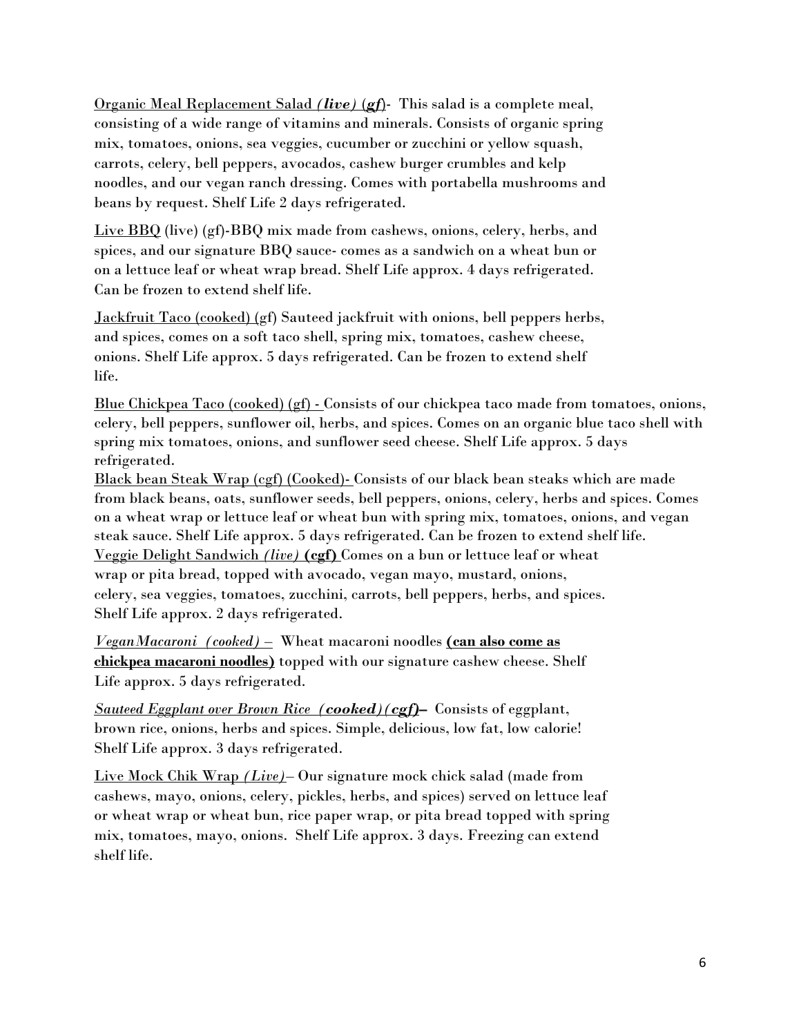<u>Organic Meal Replacement Salad</u> ***(live)*** (***gf***)- This salad is a complete meal, consisting of a wide range of vitamins and minerals. Consists of organic spring mix, tomatoes, onions, sea veggies, cucumber or zucchini or yellow squash, carrots, celery, bell peppers, avocados, cashew burger crumbles and kelp noodles, and our vegan ranch dressing. Comes with portabella mushrooms and beans by request. Shelf Life 2 days refrigerated.

<u>Live BBQ</u> (live) (gf)-BBQ mix made from cashews, onions, celery, herbs, and spices, and our signature BBQ sauce- comes as a sandwich on a wheat bun or on a lettuce leaf or wheat wrap bread. Shelf Life approx. 4 days refrigerated. Can be frozen to extend shelf life.

<u>Jackfruit Taco (cooked)</u> (gf) Sauteed jackfruit with onions, bell peppers herbs, and spices, comes on a soft taco shell, spring mix, tomatoes, cashew cheese, onions. Shelf Life approx. 5 days refrigerated. Can be frozen to extend shelf life.

<u>Blue Chickpea Taco (cooked) (gf) -</u> Consists of our chickpea taco made from tomatoes, onions, celery, bell peppers, sunflower oil, herbs, and spices. Comes on an organic blue taco shell with spring mix tomatoes, onions, and sunflower seed cheese. Shelf Life approx. 5 days refrigerated.

<u>Black bean Steak Wrap (cgf) (Cooked)-</u> Consists of our black bean steaks which are made from black beans, oats, sunflower seeds, bell peppers, onions, celery, herbs and spices. Comes on a wheat wrap or lettuce leaf or wheat bun with spring mix, tomatoes, onions, and vegan steak sauce. Shelf Life approx. 5 days refrigerated. Can be frozen to extend shelf life.

<u>Veggie Delight Sandwich</u> *(live)* **(cgf)** Comes on a bun or lettuce leaf or wheat wrap or pita bread, topped with avocado, vegan mayo, mustard, onions, celery, sea veggies, tomatoes, zucchini, carrots, bell peppers, herbs, and spices. Shelf Life approx. 2 days refrigerated.

*<u>VeganMacaroni (cooked)</u>* – Wheat macaroni noodles **<u>(can also come as chickpea macaroni noodles)</u>** topped with our signature cashew cheese. Shelf Life approx. 5 days refrigerated.

*<u>Sauteed Eggplant over Brown Rice</u>* ***<u>(cooked)(cgf)</u>*** **–** Consists of eggplant, brown rice, onions, herbs and spices. Simple, delicious, low fat, low calorie! Shelf Life approx. 3 days refrigerated.

<u>Live Mock Chik Wrap</u> *<u>(Live)</u>*– Our signature mock chick salad (made from cashews, mayo, onions, celery, pickles, herbs, and spices) served on lettuce leaf or wheat wrap or wheat bun, rice paper wrap, or pita bread topped with spring mix, tomatoes, mayo, onions. Shelf Life approx. 3 days. Freezing can extend shelf life.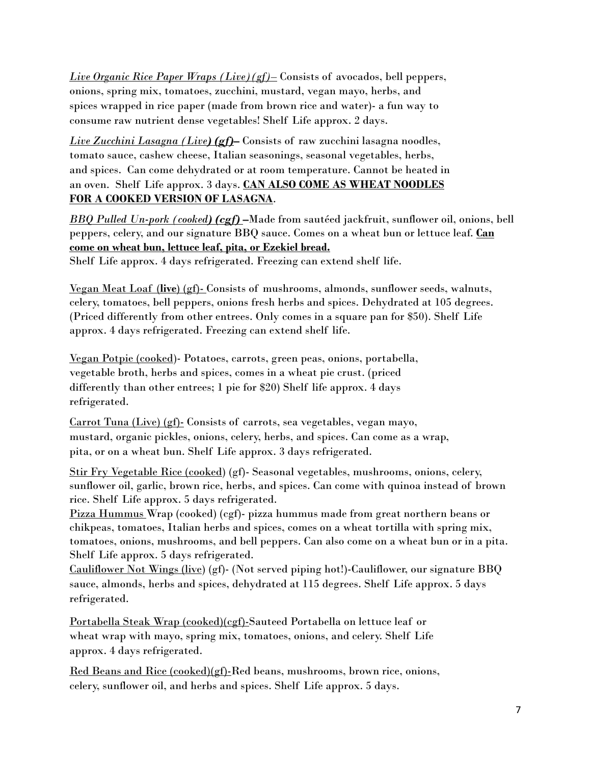*Live Organic Rice Paper Wraps (Live)(gf)–* Consists of avocados, bell peppers, onions, spring mix, tomatoes, zucchini, mustard, vegan mayo, herbs, and spices wrapped in rice paper (made from brown rice and water)- a fun way to consume raw nutrient dense vegetables! Shelf Life approx. 2 days.

*Live Zucchini Lasagna (Live**) (gf)**–* Consists of raw zucchini lasagna noodles, tomato sauce, cashew cheese, Italian seasonings, seasonal vegetables, herbs, and spices. Can come dehydrated or at room temperature. Cannot be heated in an oven. Shelf Life approx. 3 days. **CAN ALSO COME AS WHEAT NOODLES FOR A COOKED VERSION OF LASAGNA**.

*BBQ Pulled Un-pork (cooked**) (cgf)** –*Made from sautéed jackfruit, sunflower oil, onions, bell peppers, celery, and our signature BBQ sauce. Comes on a wheat bun or lettuce leaf. **Can come on wheat bun, lettuce leaf, pita, or Ezekiel bread.**
Shelf Life approx. 4 days refrigerated. Freezing can extend shelf life.

Vegan Meat Loaf (**live**) (gf)- Consists of mushrooms, almonds, sunflower seeds, walnuts, celery, tomatoes, bell peppers, onions fresh herbs and spices. Dehydrated at 105 degrees. (Priced differently from other entrees. Only comes in a square pan for $50). Shelf Life approx. 4 days refrigerated. Freezing can extend shelf life.

Vegan Potpie (cooked)- Potatoes, carrots, green peas, onions, portabella, vegetable broth, herbs and spices, comes in a wheat pie crust. (priced differently than other entrees; 1 pie for $20) Shelf life approx. 4 days refrigerated.

Carrot Tuna (Live) (gf)- Consists of carrots, sea vegetables, vegan mayo, mustard, organic pickles, onions, celery, herbs, and spices. Can come as a wrap, pita, or on a wheat bun. Shelf Life approx. 3 days refrigerated.

Stir Fry Vegetable Rice (cooked) (gf)- Seasonal vegetables, mushrooms, onions, celery, sunflower oil, garlic, brown rice, herbs, and spices. Can come with quinoa instead of brown rice. Shelf Life approx. 5 days refrigerated.

Pizza Hummus Wrap (cooked) (cgf)- pizza hummus made from great northern beans or chikpeas, tomatoes, Italian herbs and spices, comes on a wheat tortilla with spring mix, tomatoes, onions, mushrooms, and bell peppers. Can also come on a wheat bun or in a pita. Shelf Life approx. 5 days refrigerated.

Cauliflower Not Wings (live) (gf)- (Not served piping hot!)-Cauliflower, our signature BBQ sauce, almonds, herbs and spices, dehydrated at 115 degrees. Shelf Life approx. 5 days refrigerated.

Portabella Steak Wrap (cooked)(cgf)-Sauteed Portabella on lettuce leaf or wheat wrap with mayo, spring mix, tomatoes, onions, and celery. Shelf Life approx. 4 days refrigerated.

Red Beans and Rice (cooked)(gf)-Red beans, mushrooms, brown rice, onions, celery, sunflower oil, and herbs and spices. Shelf Life approx. 5 days.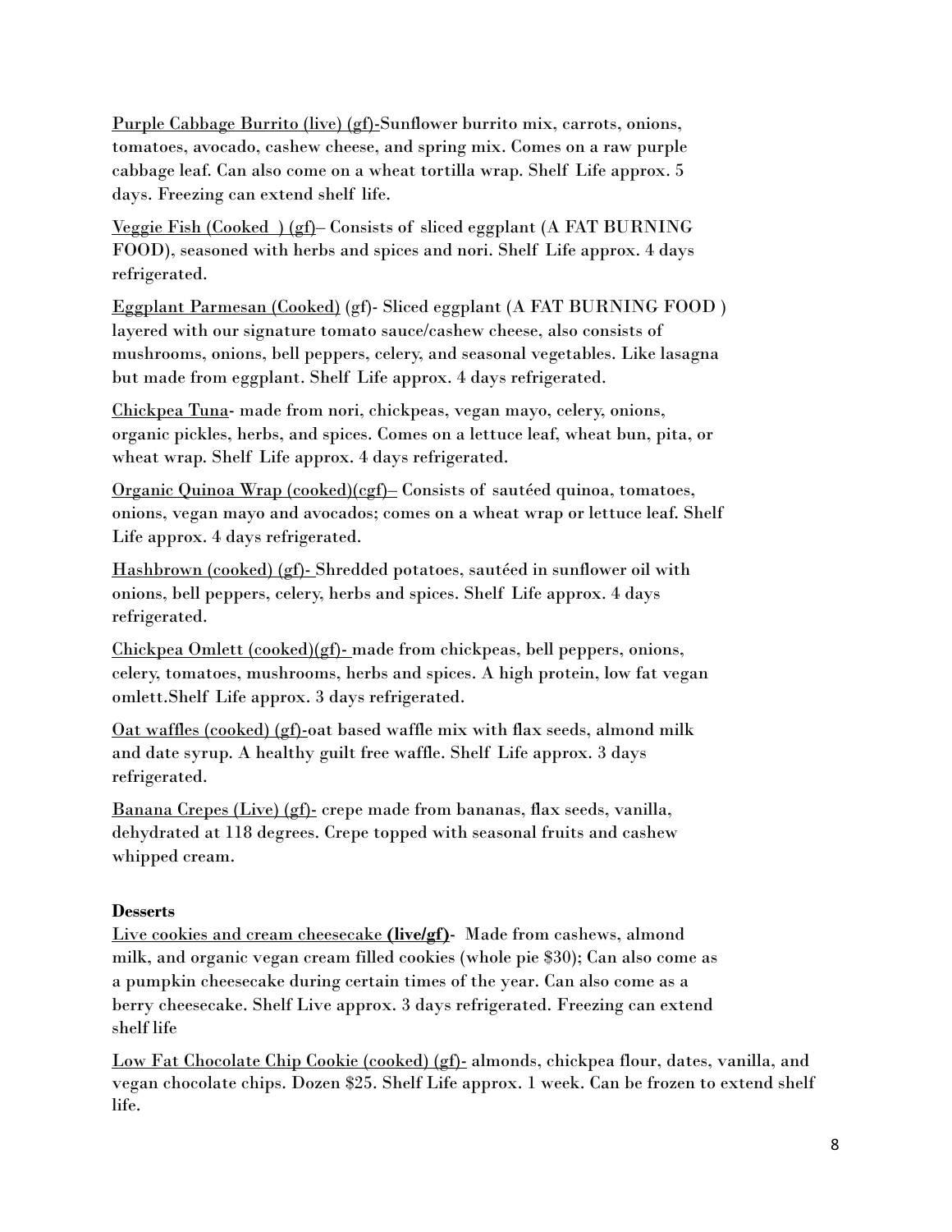Purple Cabbage Burrito (live) (gf)-Sunflower burrito mix, carrots, onions, tomatoes, avocado, cashew cheese, and spring mix. Comes on a raw purple cabbage leaf. Can also come on a wheat tortilla wrap. Shelf Life approx. 5 days. Freezing can extend shelf life.

Veggie Fish (Cooked ) (gf)– Consists of sliced eggplant (A FAT BURNING FOOD), seasoned with herbs and spices and nori. Shelf Life approx. 4 days refrigerated.

Eggplant Parmesan (Cooked) (gf)- Sliced eggplant (A FAT BURNING FOOD ) layered with our signature tomato sauce/cashew cheese, also consists of mushrooms, onions, bell peppers, celery, and seasonal vegetables. Like lasagna but made from eggplant. Shelf Life approx. 4 days refrigerated.

Chickpea Tuna- made from nori, chickpeas, vegan mayo, celery, onions, organic pickles, herbs, and spices. Comes on a lettuce leaf, wheat bun, pita, or wheat wrap. Shelf Life approx. 4 days refrigerated.

Organic Quinoa Wrap (cooked)(cgf)– Consists of sautéed quinoa, tomatoes, onions, vegan mayo and avocados; comes on a wheat wrap or lettuce leaf. Shelf Life approx. 4 days refrigerated.

Hashbrown (cooked) (gf)- Shredded potatoes, sautéed in sunflower oil with onions, bell peppers, celery, herbs and spices. Shelf Life approx. 4 days refrigerated.

Chickpea Omlett (cooked)(gf)- made from chickpeas, bell peppers, onions, celery, tomatoes, mushrooms, herbs and spices. A high protein, low fat vegan omlett.Shelf Life approx. 3 days refrigerated.

Oat waffles (cooked) (gf)-oat based waffle mix with flax seeds, almond milk and date syrup. A healthy guilt free waffle. Shelf Life approx. 3 days refrigerated.

Banana Crepes (Live) (gf)- crepe made from bananas, flax seeds, vanilla, dehydrated at 118 degrees. Crepe topped with seasonal fruits and cashew whipped cream.

**Desserts**

Live cookies and cream cheesecake **(live/gf)**- Made from cashews, almond milk, and organic vegan cream filled cookies (whole pie $30); Can also come as a pumpkin cheesecake during certain times of the year. Can also come as a berry cheesecake. Shelf Live approx. 3 days refrigerated. Freezing can extend shelf life

Low Fat Chocolate Chip Cookie (cooked) (gf)- almonds, chickpea flour, dates, vanilla, and vegan chocolate chips. Dozen $25. Shelf Life approx. 1 week. Can be frozen to extend shelf life.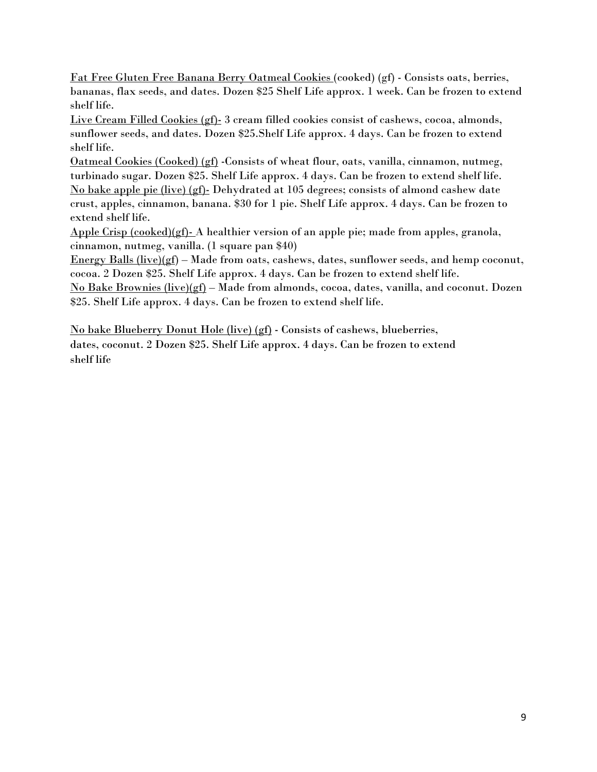<u>Fat Free Gluten Free Banana Berry Oatmeal Cookies </u>(cooked) (gf) - Consists oats, berries, bananas, flax seeds, and dates. Dozen $25 Shelf Life approx. 1 week. Can be frozen to extend shelf life.

<u>Live Cream Filled Cookies (gf)-</u> 3 cream filled cookies consist of cashews, cocoa, almonds, sunflower seeds, and dates. Dozen $25.Shelf Life approx. 4 days. Can be frozen to extend shelf life.

<u>Oatmeal Cookies (Cooked) (gf)</u> -Consists of wheat flour, oats, vanilla, cinnamon, nutmeg, turbinado sugar. Dozen $25. Shelf Life approx. 4 days. Can be frozen to extend shelf life.

<u>No bake apple pie (live) (gf)-</u> Dehydrated at 105 degrees; consists of almond cashew date crust, apples, cinnamon, banana. $30 for 1 pie. Shelf Life approx. 4 days. Can be frozen to extend shelf life.

<u>Apple Crisp (cooked)(gf)- </u>A healthier version of an apple pie; made from apples, granola, cinnamon, nutmeg, vanilla. (1 square pan $40)

<u>Energy Balls (live)(gf)</u> – Made from oats, cashews, dates, sunflower seeds, and hemp coconut, cocoa. 2 Dozen $25. Shelf Life approx. 4 days. Can be frozen to extend shelf life.

<u>No Bake Brownies (live)(gf)</u> – Made from almonds, cocoa, dates, vanilla, and coconut. Dozen $25. Shelf Life approx. 4 days. Can be frozen to extend shelf life.

<u>No bake Blueberry Donut Hole (live) (gf)</u> - Consists of cashews, blueberries, dates, coconut. 2 Dozen $25. Shelf Life approx. 4 days. Can be frozen to extend shelf life